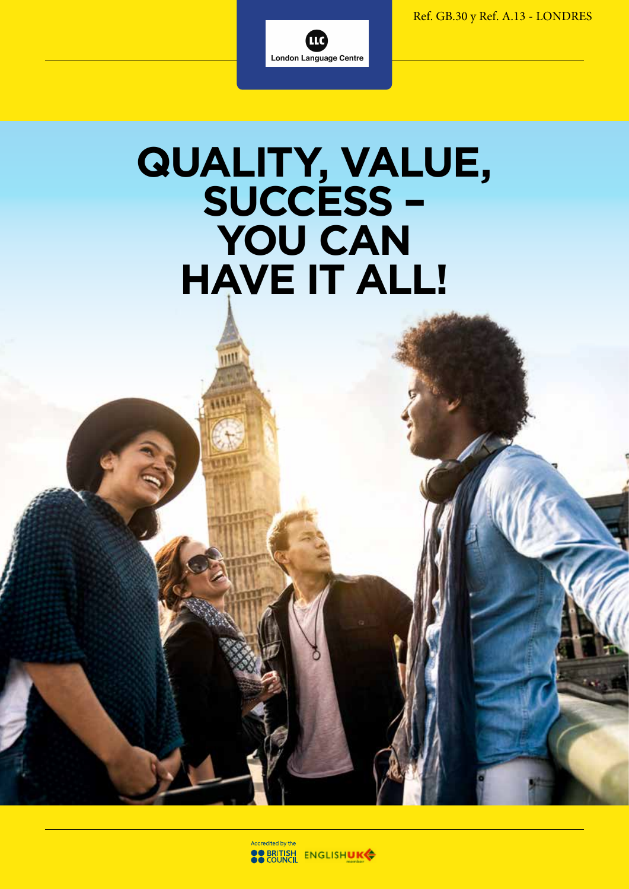Ref. GB.30 y Ref. A.13 - LONDRES

LLC
London Language Centre

# QUALITY, VALUE, SUCCESS – YOU CAN HAVE IT ALL!

Accredited by the BRITISH COUNCIL

ENGLISHUK member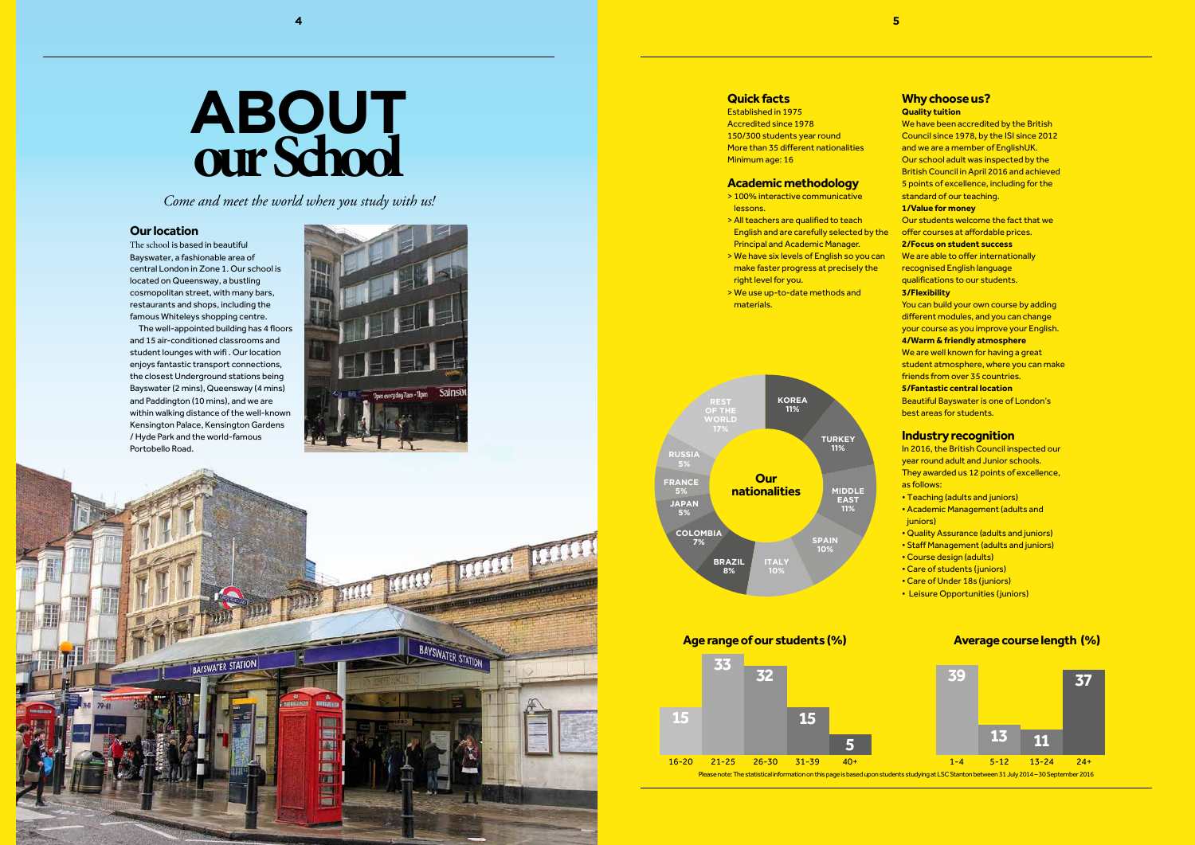# ABOUT our School

*Come and meet the world when you study with us!*

### Our location

The school is based in beautiful Bayswater, a fashionable area of central London in Zone 1. Our school is located on Queensway, a bustling cosmopolitan street, with many bars, restaurants and shops, including the famous Whiteleys shopping centre.

The well-appointed building has 4 floors and 15 air-conditioned classrooms and student lounges with wifi . Our location enjoys fantastic transport connections, the closest Underground stations being Bayswater (2 mins), Queensway (4 mins) and Paddington (10 mins), and we are within walking distance of the well-known Kensington Palace, Kensington Gardens / Hyde Park and the world-famous Portobello Road.

### Quick facts

Established in 1975
Accredited since 1978
150/300 students year round
More than 35 different nationalities
Minimum age: 16

### Academic methodology

> 100% interactive communicative lessons.
> All teachers are qualified to teach English and are carefully selected by the Principal and Academic Manager.
> We have six levels of English so you can make faster progress at precisely the right level for you.
> We use up-to-date methods and materials.

### Our nationalities

| Country | % |
|---|---|
| Korea | 11% |
| Turkey | 11% |
| Middle East | 11% |
| Spain | 10% |
| Italy | 10% |
| Brazil | 8% |
| Colombia | 7% |
| Japan | 5% |
| France | 5% |
| Russia | 5% |
| Rest of the World | 17% |

### Why choose us?

**Quality tuition**
We have been accredited by the British Council since 1978, by the ISI since 2012 and we are a member of EnglishUK. Our school adult was inspected by the British Council in April 2016 and achieved 5 points of excellence, including for the standard of our teaching.

**1/Value for money**
Our students welcome the fact that we offer courses at affordable prices.

**2/Focus on student success**
We are able to offer internationally recognised English language qualifications to our students.

**3/Flexibility**
You can build your own course by adding different modules, and you can change your course as you improve your English.

**4/Warm & friendly atmosphere**
We are well known for having a great student atmosphere, where you can make friends from over 35 countries.

**5/Fantastic central location**
Beautiful Bayswater is one of London's best areas for students.

### Industry recognition

In 2016, the British Council inspected our year round adult and Junior schools. They awarded us 12 points of excellence, as follows:

- Teaching (adults and juniors)
- Academic Management (adults and juniors)
- Quality Assurance (adults and juniors)
- Staff Management (adults and juniors)
- Course design (adults)
- Care of students (juniors)
- Care of Under 18s (juniors)
- Leisure Opportunities (juniors)

### Age range of our students (%)

| 16-20 | 21-25 | 26-30 | 31-39 | 40+ |
|---|---|---|---|---|
| 15 | 33 | 32 | 15 | 5 |

### Average course length (%)

| 1-4 | 5-12 | 13-24 | 24+ |
|---|---|---|---|
| 39 | 13 | 11 | 37 |

Please note: The statistical information on this page is based upon students studying at LSC Stanton between 31 July 2014 – 30 September 2016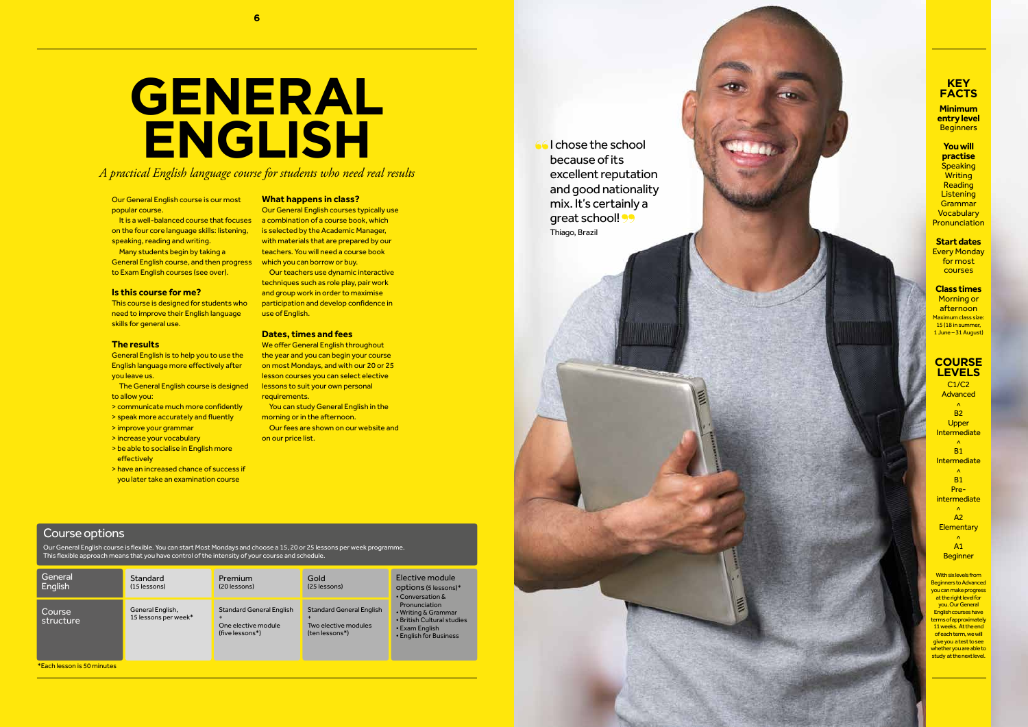# GENERAL ENGLISH

*A practical English language course for students who need real results*

Our General English course is our most popular course.

It is a well-balanced course that focuses on the four core language skills: listening, speaking, reading and writing.

Many students begin by taking a General English course, and then progress to Exam English courses (see over).

### Is this course for me?

This course is designed for students who need to improve their English language skills for general use.

### The results

General English is to help you to use the English language more effectively after you leave us.

The General English course is designed to allow you:

> communicate much more confidently
> speak more accurately and fluently
> improve your grammar
> increase your vocabulary
> be able to socialise in English more effectively
> have an increased chance of success if you later take an examination course

### What happens in class?

Our General English courses typically use a combination of a course book, which is selected by the Academic Manager, with materials that are prepared by our teachers. You will need a course book which you can borrow or buy.

Our teachers use dynamic interactive techniques such as role play, pair work and group work in order to maximise participation and develop confidence in use of English.

### Dates, times and fees

We offer General English throughout the year and you can begin your course on most Mondays, and with our 20 or 25 lesson courses you can select elective lessons to suit your own personal requirements.

You can study General English in the morning or in the afternoon.

Our fees are shown on our website and on our price list.

## Course options

Our General English course is flexible. You can start Most Mondays and choose a 15, 20 or 25 lessons per week programme. This flexible approach means that you have control of the intensity of your course and schedule.

| General English | Standard (15 lessons) | Premium (20 lessons) | Gold (25 lessons) | Elective module options (5 lessons)* |
|---|---|---|---|---|
| Course structure | General English, 15 lessons per week* | Standard General English + One elective module (five lessons*) | Standard General English + Two elective modules (ten lessons*) | • Conversation & Pronunciation • Writing & Grammar • British Cultural studies • Exam English • English for Business |

*Each lesson is 50 minutes

"I chose the school because of its excellent reputation and good nationality mix. It's certainly a great school!"
Thiago, Brazil

## KEY FACTS

**Minimum entry level**
Beginners

**You will practise**
Speaking
Writing
Reading
Listening
Grammar
Vocabulary
Pronunciation

**Start dates**
Every Monday for most courses

**Class times**
Morning or afternoon
Maximum class size: 15 (18 in summer, 1 June – 31 August)

## COURSE LEVELS

C1/C2 Advanced
^
B2 Upper Intermediate
^
B1 Intermediate
^
B1 Pre-intermediate
^
A2 Elementary
^
A1 Beginner

With six levels from Beginners to Advanced you can make progress at the right level for you. Our General English courses have terms of approximately 11 weeks. At the end of each term, we will give you a test to see whether you are able to study at the next level.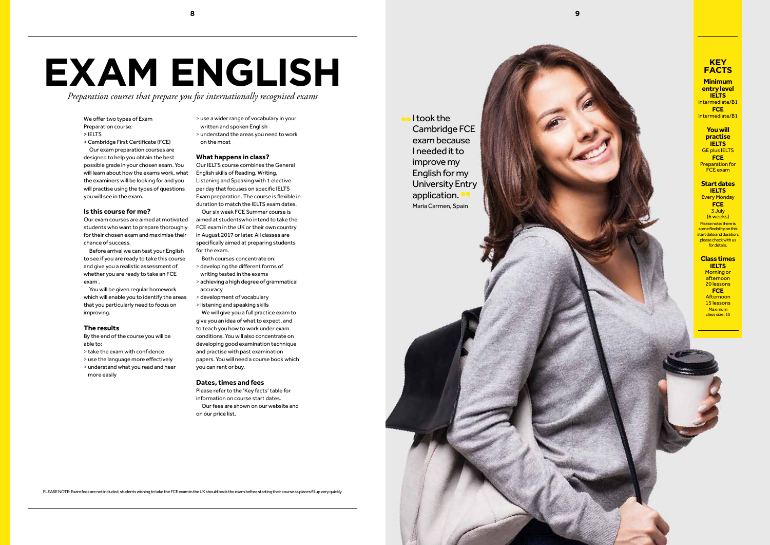# EXAM ENGLISH

*Preparation courses that prepare you for internationally recognised exams*

We offer two types of Exam Preparation course:

- IELTS
- Cambridge First Certificate (FCE)

Our exam preparation courses are designed to help you obtain the best possible grade in your chosen exam. You will learn about how the exams work, what the examiners will be looking for and you will practise using the types of questions you will see in the exam.

### Is this course for me?

Our exam courses are aimed at motivated students who want to prepare thoroughly for their chosen exam and maximise their chance of success.

Before arrival we can test your English to see if you are ready to take this course and give you a realistic assessment of whether you are ready to take an FCE exam .

You will be given regular homework which will enable you to identify the areas that you particularly need to focus on improving.

### The results

By the end of the course you will be able to:

- take the exam with confidence
- use the language more effectively
- understand what you read and hear more easily
- use a wider range of vocabulary in your written and spoken English
- understand the areas you need to work on the most

### What happens in class?

Our IELTS course combines the General English skills of Reading, Writing, Listening and Speaking with 1 elective per day that focuses on specific IELTS Exam preparation. The course is flexible in duration to match the IELTS exam dates.

Our six week FCE Summer course is aimed at studentswho intend to take the FCE exam in the UK or their own country in August 2017 or later. All classes are specifically aimed at preparing students for the exam.

Both courses concentrate on:

- developing the different forms of writing tested in the exams
- achieving a high degree of grammatical accuracy
- development of vocabulary
- listening and speaking skills

We will give you a full practice exam to give you an idea of what to expect, and to teach you how to work under exam conditions. You will also concentrate on developing good examination technique and practise with past examination papers. You will need a course book which you can rent or buy.

### Dates, times and fees

Please refer to the 'Key facts' table for information on course start dates.

Our fees are shown on our website and on our price list.

PLEASE NOTE: Exam fees are not included, students wishing to take the FCE exam in the UK should book the exam before starting their course as places fill up very quickly

"I took the Cambridge FCE exam because I needed it to improve my English for my University Entry application."
Maria Carmen, Spain

## KEY FACTS

**Minimum entry level**
**IELTS**
Intermediate/B1
**FCE**
Intermediate/B1

**You will practise**
**IELTS**
GE plus IELTS
**FCE**
Preparation for FCE exam

**Start dates**
**IELTS**
Every Monday
**FCE**
3 July
(6 weeks)
Please note: there is some flexibility on this start date and duration, please check with us for details.

**Class times**
**IELTS**
Morning or afternoon
20 lessons
**FCE**
Afternoon
15 lessons
Maximum class size: 15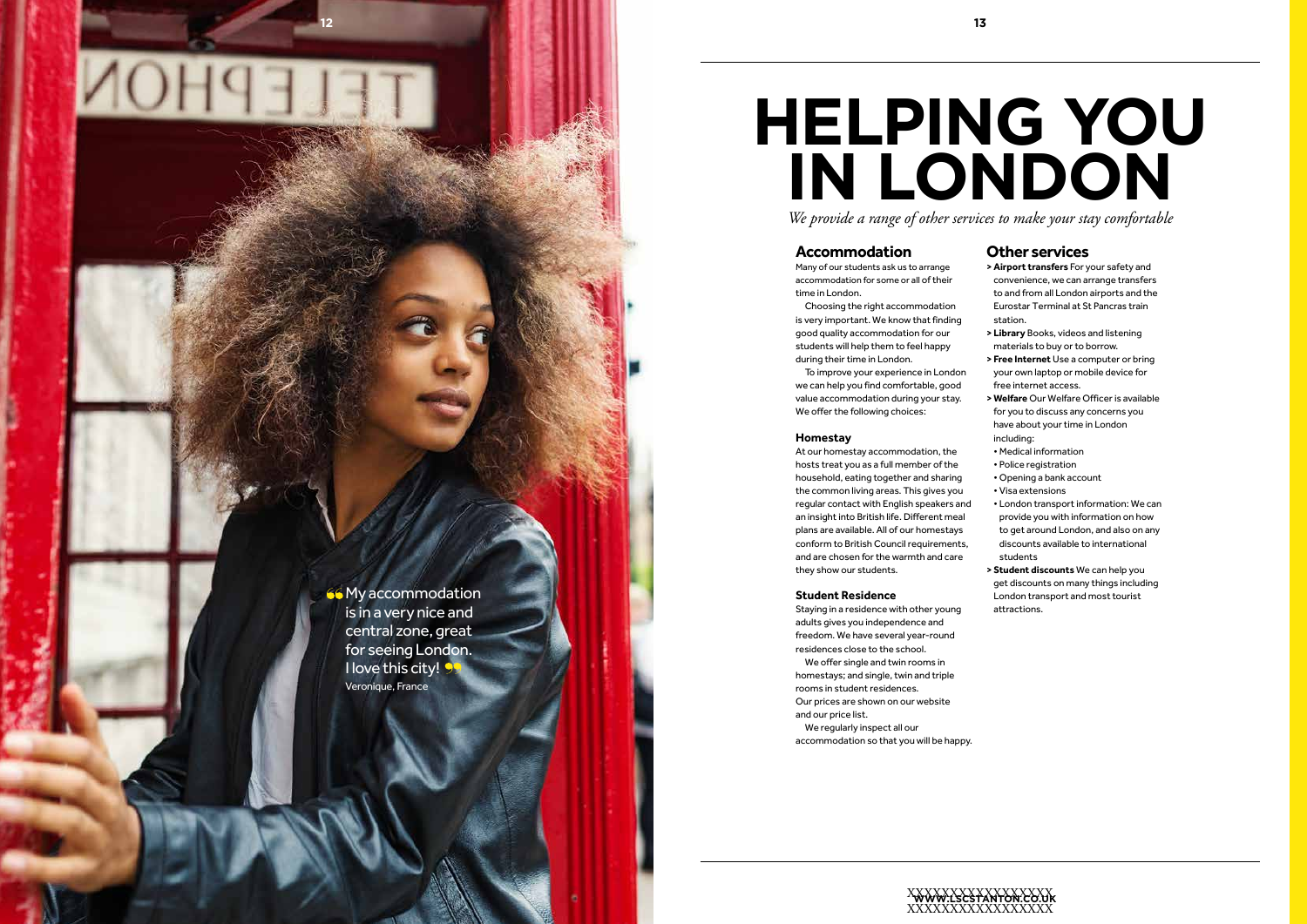# HELPING YOU IN LONDON

*We provide a range of other services to make your stay comfortable*

“My accommodation is in a very nice and central zone, great for seeing London. I love this city!”
Veronique, France

## Accommodation

Many of our students ask us to arrange accommodation for some or all of their time in London.

Choosing the right accommodation is very important. We know that finding good quality accommodation for our students will help them to feel happy during their time in London.

To improve your experience in London we can help you find comfortable, good value accommodation during your stay. We offer the following choices:

### Homestay

At our homestay accommodation, the hosts treat you as a full member of the household, eating together and sharing the common living areas. This gives you regular contact with English speakers and an insight into British life. Different meal plans are available. All of our homestays conform to British Council requirements, and are chosen for the warmth and care they show our students.

### Student Residence

Staying in a residence with other young adults gives you independence and freedom. We have several year-round residences close to the school.

We offer single and twin rooms in homestays; and single, twin and triple rooms in student residences. Our prices are shown on our website and our price list.

We regularly inspect all our accommodation so that you will be happy.

## Other services

> **Airport transfers** For your safety and convenience, we can arrange transfers to and from all London airports and the Eurostar Terminal at St Pancras train station.

> **Library** Books, videos and listening materials to buy or to borrow.

> **Free Internet** Use a computer or bring your own laptop or mobile device for free internet access.

> **Welfare** Our Welfare Officer is available for you to discuss any concerns you have about your time in London including:
- Medical information
- Police registration
- Opening a bank account
- Visa extensions
- London transport information: We can provide you with information on how to get around London, and also on any discounts available to international students

> **Student discounts** We can help you get discounts on many things including London transport and most tourist attractions.

**WWW.LSCSTANTON.CO.UK**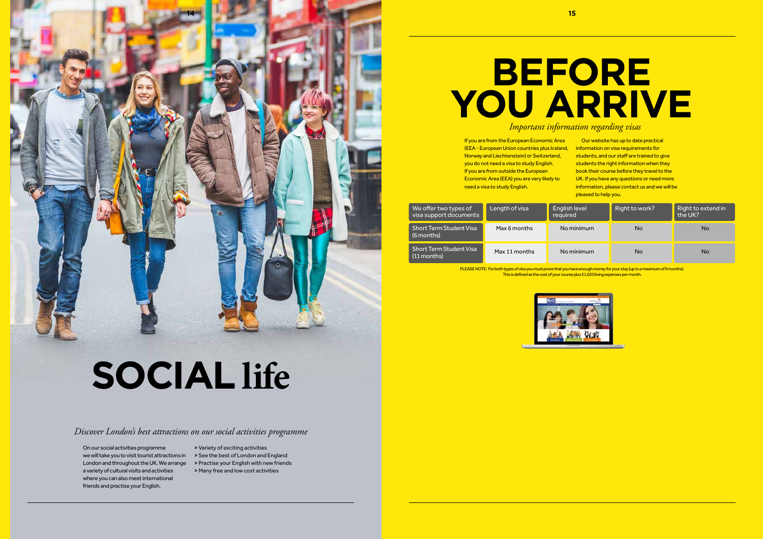# SOCIAL life

*Discover London's best attractions on our social activities programme*

On our social activities programme we will take you to visit tourist attractions in London and throughout the UK. We arrange a variety of cultural visits and activities where you can also meet international friends and practise your English.

- > Variety of exciting activities
- > See the best of London and England
- > Practise your English with new friends
- > Many free and low cost activities

# BEFORE YOU ARRIVE

*Important information regarding visas*

If you are from the European Economic Area (EEA - European Union countries plus Iceland, Norway and Liechtenstein) or Switzerland, you do not need a visa to study English. If you are from outside the European Economic Area (EEA) you are very likely to need a visa to study English.

Our website has up to date practical information on visa requirements for students, and our staff are trained to give students the right information when they book their course before they travel to the UK. If you have any questions or need more information, please contact us and we will be pleased to help you.

| We offer two types of visa support documents | Length of visa | English level required | Right to work? | Right to extend in the UK? |
|---|---|---|---|---|
| Short Term Student Visa (6 months) | Max 6 months | No minimum | No | No |
| Short Term Student Visa (11 months) | Max 11 months | No minimum | No | No |

PLEASE NOTE: For both types of visa you must prove that you have enough money for your stay (up to a maximum of 9 months). This is defined as the cost of your course plus £1,020 living expenses per month.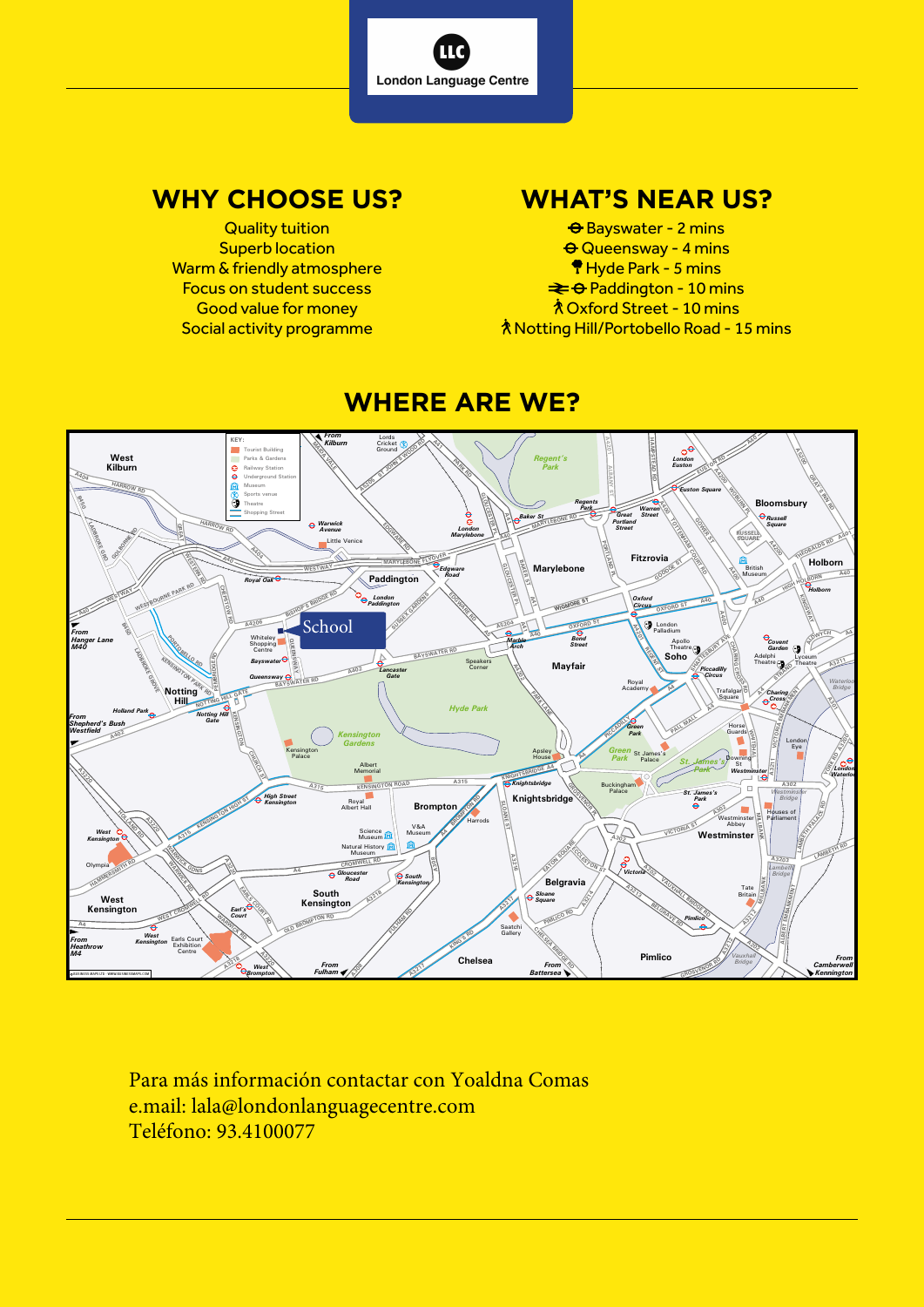London Language Centre

## WHY CHOOSE US?

Quality tuition
Superb location
Warm & friendly atmosphere
Focus on student success
Good value for money
Social activity programme

## WHAT'S NEAR US?

Bayswater - 2 mins
Queensway - 4 mins
Hyde Park - 5 mins
Paddington - 10 mins
Oxford Street - 10 mins
Notting Hill/Portobello Road - 15 mins

## WHERE ARE WE?

School

Para más información contactar con Yoaldna Comas
e.mail: lala@londonlanguagecentre.com
Teléfono: 93.4100077